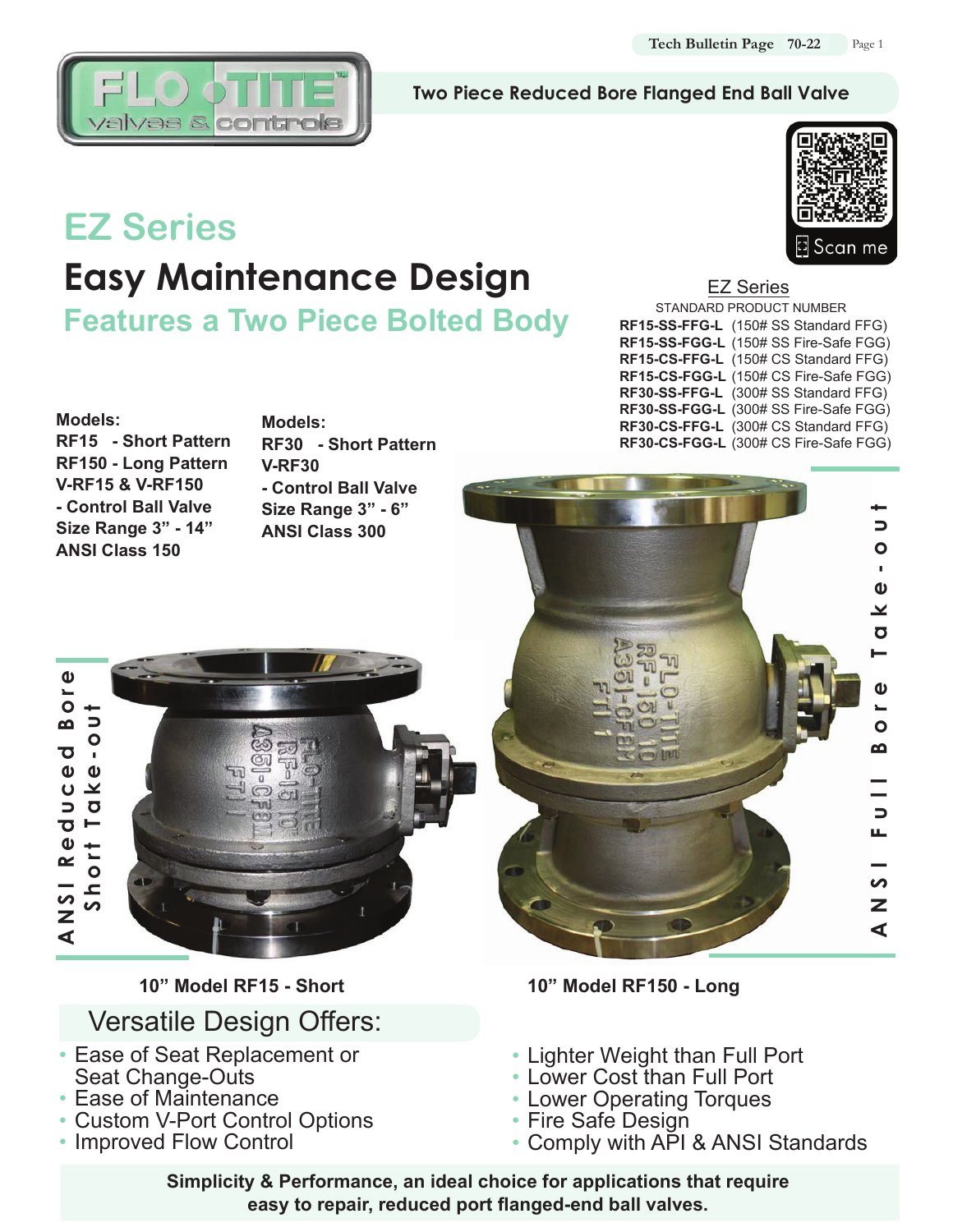Two Piece Reduced Bore Flanged End Ball Valve

# EZ Series

# Easy Maintenance Design

## Features a Two Piece Bolted Body

EZ Series

STANDARD PRODUCT NUMBER

**RF15-SS-FFG-L** (150# SS Standard FFG)
**RF15-SS-FGG-L** (150# SS Fire-Safe FGG)
**RF15-CS-FFG-L** (150# CS Standard FFG)
**RF15-CS-FGG-L** (150# CS Fire-Safe FGG)
**RF30-SS-FFG-L** (300# SS Standard FFG)
**RF30-SS-FGG-L** (300# SS Fire-Safe FGG)
**RF30-CS-FFG-L** (300# CS Standard FFG)
**RF30-CS-FGG-L** (300# CS Fire-Safe FGG)

**Models:**
**RF15 - Short Pattern**
**RF150 - Long Pattern**
**V-RF15 & V-RF150**
**- Control Ball Valve**
**Size Range 3" - 14"**
**ANSI Class 150**

**Models:**
**RF30 - Short Pattern**
**V-RF30**
**- Control Ball Valve**
**Size Range 3" - 6"**
**ANSI Class 300**

**ANSI Reduced Bore Short Take-out**

**ANSI Full Bore Take-out**

**10" Model RF15 - Short**

**10" Model RF150 - Long**

## Versatile Design Offers:

- Ease of Seat Replacement or Seat Change-Outs
- Ease of Maintenance
- Custom V-Port Control Options
- Improved Flow Control
- Lighter Weight than Full Port
- Lower Cost than Full Port
- Lower Operating Torques
- Fire Safe Design
- Comply with API & ANSI Standards

**Simplicity & Performance, an ideal choice for applications that require easy to repair, reduced port flanged-end ball valves.**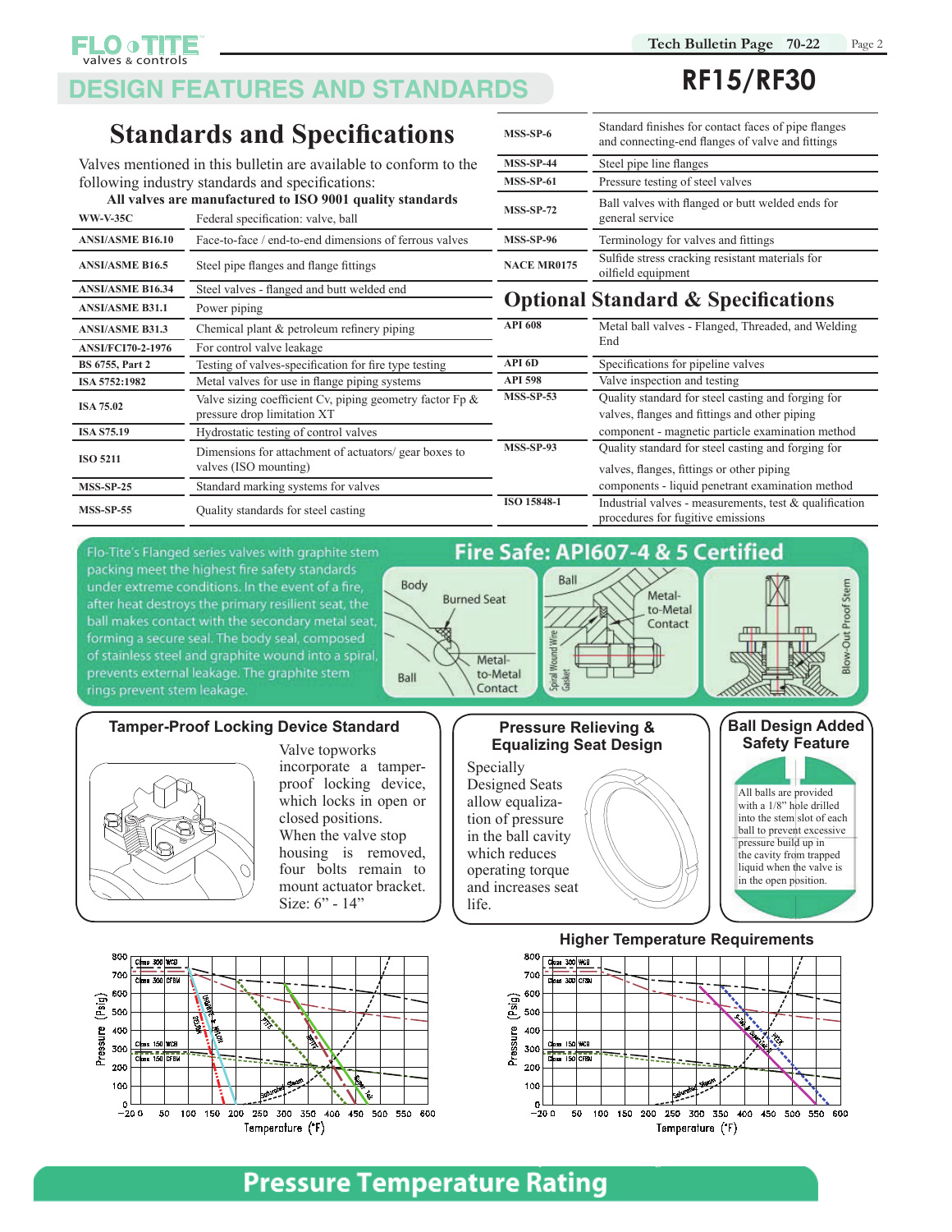# DESIGN FEATURES AND STANDARDS

## RF15/RF30

## Standards and Specifications

Valves mentioned in this bulletin are available to conform to the following industry standards and specifications:

**All valves are manufactured to ISO 9001 quality standards**

| Standard | Description |
|---|---|
| **WW-V-35C** | Federal specification: valve, ball |
| **ANSI/ASME B16.10** | Face-to-face / end-to-end dimensions of ferrous valves |
| **ANSI/ASME B16.5** | Steel pipe flanges and flange fittings |
| **ANSI/ASME B16.34** | Steel valves - flanged and butt welded end |
| **ANSI/ASME B31.1** | Power piping |
| **ANSI/ASME B31.3** | Chemical plant & petroleum refinery piping |
| **ANSI/FCI70-2-1976** | For control valve leakage |
| **BS 6755, Part 2** | Testing of valves-specification for fire type testing |
| **ISA 5752:1982** | Metal valves for use in flange piping systems |
| **ISA 75.02** | Valve sizing coefficient Cv, piping geometry factor Fp & pressure drop limitation XT |
| **ISA S75.19** | Hydrostatic testing of control valves |
| **ISO 5211** | Dimensions for attachment of actuators/ gear boxes to valves (ISO mounting) |
| **MSS-SP-25** | Standard marking systems for valves |
| **MSS-SP-55** | Quality standards for steel casting |
| **MSS-SP-6** | Standard finishes for contact faces of pipe flanges and connecting-end flanges of valve and fittings |
| **MSS-SP-44** | Steel pipe line flanges |
| **MSS-SP-61** | Pressure testing of steel valves |
| **MSS-SP-72** | Ball valves with flanged or butt welded ends for general service |
| **MSS-SP-96** | Terminology for valves and fittings |
| **NACE MR0175** | Sulfide stress cracking resistant materials for oilfield equipment |

## Optional Standard & Specifications

| Standard | Description |
|---|---|
| **API 608** | Metal ball valves - Flanged, Threaded, and Welding End |
| **API 6D** | Specifications for pipeline valves |
| **API 598** | Valve inspection and testing |
| **MSS-SP-53** | Quality standard for steel casting and forging for valves, flanges and fittings and other piping component - magnetic particle examination method |
| **MSS-SP-93** | Quality standard for steel casting and forging for valves, flanges, fittings or other piping components - liquid penetrant examination method |
| **ISO 15848-1** | Industrial valves - measurements, test & qualification procedures for fugitive emissions |

## Fire Safe: API607-4 & 5 Certified

Flo-Tite's Flanged series valves with graphite stem packing meet the highest fire safety standards under extreme conditions. In the event of a fire, after heat destroys the primary resilient seat, the ball makes contact with the secondary metal seat, forming a secure seal. The body seal, composed of stainless steel and graphite wound into a spiral, prevents external leakage. The graphite stem rings prevent stem leakage.

Body · Burned Seat · Ball · Metal-to-Metal Contact · Spiral Wound Wire Gasket · Blow-Out Proof Stem

### Tamper-Proof Locking Device Standard

Valve topworks incorporate a tamper-proof locking device, which locks in open or closed positions. When the valve stop housing is removed, four bolts remain to mount actuator bracket. Size: 6" - 14"

### Pressure Relieving & Equalizing Seat Design

Specially Designed Seats allow equalization of pressure in the ball cavity which reduces operating torque and increases seat life.

### Ball Design Added Safety Feature

All balls are provided with a 1/8" hole drilled into the stem slot of each ball to prevent excessive pressure build up in the cavity from trapped liquid when the valve is in the open position.

### Higher Temperature Requirements

## Pressure Temperature Rating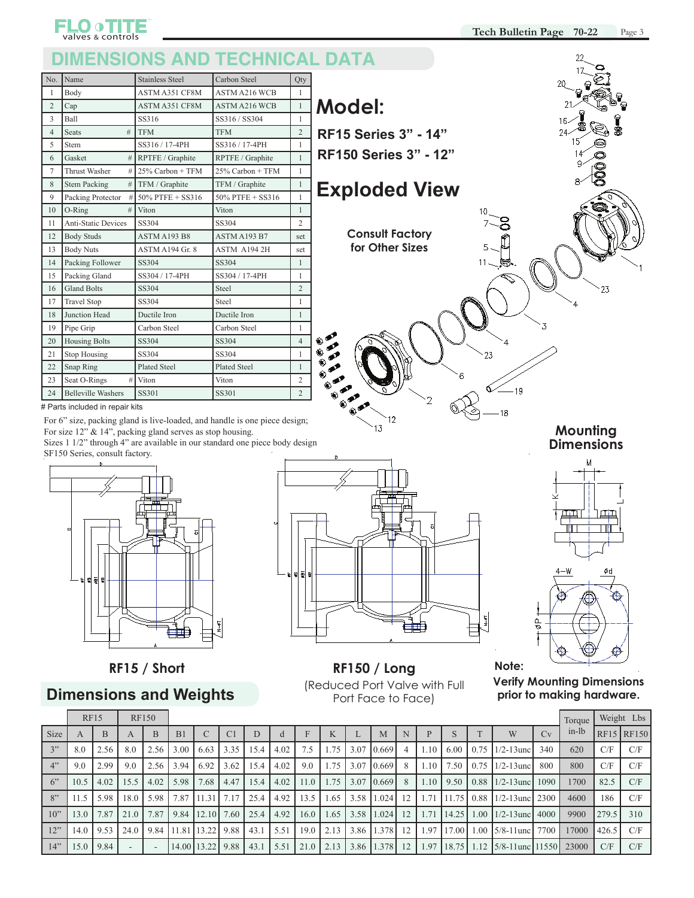# DIMENSIONS AND TECHNICAL DATA

| No. | Name | Stainless Steel | Carbon Steel | Qty |
|---|---|---|---|---|
| 1 | Body | ASTM A351 CF8M | ASTM A216 WCB | 1 |
| 2 | Cap | ASTM A351 CF8M | ASTM A216 WCB | 1 |
| 3 | Ball | SS316 | SS316 / SS304 | 1 |
| 4 | Seats # | TFM | TFM | 2 |
| 5 | Stem | SS316 / 17-4PH | SS316 / 17-4PH | 1 |
| 6 | Gasket # | RPTFE / Graphite | RPTFE / Graphite | 1 |
| 7 | Thrust Washer # | 25% Carbon + TFM | 25% Carbon + TFM | 1 |
| 8 | Stem Packing # | TFM / Graphite | TFM / Graphite | 1 |
| 9 | Packing Protector # | 50% PTFE + SS316 | 50% PTFE + SS316 | 1 |
| 10 | O-Ring # | Viton | Viton | 1 |
| 11 | Anti-Static Devices | SS304 | SS304 | 2 |
| 12 | Body Studs | ASTM A193 B8 | ASTM A193 B7 | set |
| 13 | Body Nuts | ASTM A194 Gr. 8 | ASTM A194 2H | set |
| 14 | Packing Follower | SS304 | SS304 | 1 |
| 15 | Packing Gland | SS304 / 17-4PH | SS304 / 17-4PH | 1 |
| 16 | Gland Bolts | SS304 | Steel | 2 |
| 17 | Travel Stop | SS304 | Steel | 1 |
| 18 | Junction Head | Ductile Iron | Ductile Iron | 1 |
| 19 | Pipe Grip | Carbon Steel | Carbon Steel | 1 |
| 20 | Housing Bolts | SS304 | SS304 | 4 |
| 21 | Stop Housing | SS304 | SS304 | 1 |
| 22 | Snap Ring | Plated Steel | Plated Steel | 1 |
| 23 | Seat O-Rings # | Viton | Viton | 2 |
| 24 | Belleville Washers | SS301 | SS301 | 2 |

# Parts included in repair kits

For 6" size, packing gland is live-loaded, and handle is one piece design;
For size 12" & 14", packing gland serves as stop housing.
Sizes 1 1/2" through 4" are available in our standard one piece body design
SF150 Series, consult factory.

## Model:

**RF15 Series 3" - 14"**

**RF150 Series 3" - 12"**

## Exploded View

**Consult Factory for Other Sizes**

## Mounting Dimensions

**RF15 / Short**

**RF150 / Long**

(Reduced Port Valve with Full Port Face to Face)

**Note:**
**Verify Mounting Dimensions prior to making hardware.**

## Dimensions and Weights

| Size | RF15 A | RF15 B | RF150 A | RF150 B | B1 | C | C1 | D | d | F | K | L | M | N | P | S | T | W | Cv | Torque in-lb | Weight Lbs RF15 | Weight Lbs RF150 |
|---|---|---|---|---|---|---|---|---|---|---|---|---|---|---|---|---|---|---|---|---|---|---|
| 3" | 8.0 | 2.56 | 8.0 | 2.56 | 3.00 | 6.63 | 3.35 | 15.4 | 4.02 | 7.5 | 1.75 | 3.07 | 0.669 | 4 | 1.10 | 6.00 | 0.75 | 1/2-13unc | 340 | 620 | C/F | C/F |
| 4" | 9.0 | 2.99 | 9.0 | 2.56 | 3.94 | 6.92 | 3.62 | 15.4 | 4.02 | 9.0 | 1.75 | 3.07 | 0.669 | 8 | 1.10 | 7.50 | 0.75 | 1/2-13unc | 800 | 800 | C/F | C/F |
| 6" | 10.5 | 4.02 | 15.5 | 4.02 | 5.98 | 7.68 | 4.47 | 15.4 | 4.02 | 11.0 | 1.75 | 3.07 | 0.669 | 8 | 1.10 | 9.50 | 0.88 | 1/2-13unc | 1090 | 1700 | 82.5 | C/F |
| 8" | 11.5 | 5.98 | 18.0 | 5.98 | 7.87 | 11.31 | 7.17 | 25.4 | 4.92 | 13.5 | 1.65 | 3.58 | 1.024 | 12 | 1.71 | 11.75 | 0.88 | 1/2-13unc | 2300 | 4600 | 186 | C/F |
| 10" | 13.0 | 7.87 | 21.0 | 7.87 | 9.84 | 12.10 | 7.60 | 25.4 | 4.92 | 16.0 | 1.65 | 3.58 | 1.024 | 12 | 1.71 | 14.25 | 1.00 | 1/2-13unc | 4000 | 9900 | 279.5 | 310 |
| 12" | 14.0 | 9.53 | 24.0 | 9.84 | 11.81 | 13.22 | 9.88 | 43.1 | 5.51 | 19.0 | 2.13 | 3.86 | 1.378 | 12 | 1.97 | 17.00 | 1.00 | 5/8-11unc | 7700 | 17000 | 426.5 | C/F |
| 14" | 15.0 | 9.84 | - | - | 14.00 | 13.22 | 9.88 | 43.1 | 5.51 | 21.0 | 2.13 | 3.86 | 1.378 | 12 | 1.97 | 18.75 | 1.12 | 5/8-11unc | 11550 | 23000 | C/F | C/F |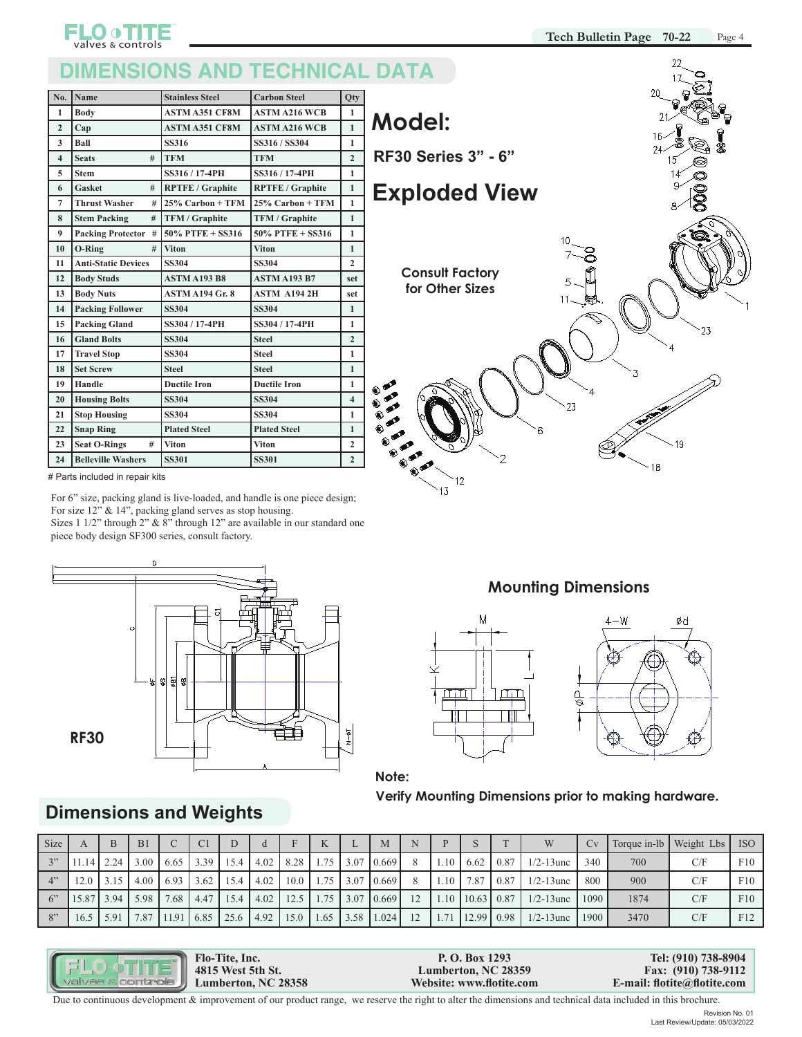## DIMENSIONS AND TECHNICAL DATA

| No. | Name | Stainless Steel | Carbon Steel | Qty |
|---|---|---|---|---|
| 1 | Body | ASTM A351 CF8M | ASTM A216 WCB | 1 |
| 2 | Cap | ASTM A351 CF8M | ASTM A216 WCB | 1 |
| 3 | Ball | SS316 | SS316 / SS304 | 1 |
| 4 | Seats # | TFM | TFM | 2 |
| 5 | Stem | SS316 / 17-4PH | SS316 / 17-4PH | 1 |
| 6 | Gasket # | RPTFE / Graphite | RPTFE / Graphite | 1 |
| 7 | Thrust Washer # | 25% Carbon + TFM | 25% Carbon + TFM | 1 |
| 8 | Stem Packing # | TFM / Graphite | TFM / Graphite | 1 |
| 9 | Packing Protector # | 50% PTFE + SS316 | 50% PTFE + SS316 | 1 |
| 10 | O-Ring # | Viton | Viton | 1 |
| 11 | Anti-Static Devices | SS304 | SS304 | 2 |
| 12 | Body Studs | ASTM A193 B8 | ASTM A193 B7 | set |
| 13 | Body Nuts | ASTM A194 Gr. 8 | ASTM A194 2H | set |
| 14 | Packing Follower | SS304 | SS304 | 1 |
| 15 | Packing Gland | SS304 / 17-4PH | SS304 / 17-4PH | 1 |
| 16 | Gland Bolts | SS304 | Steel | 2 |
| 17 | Travel Stop | SS304 | Steel | 1 |
| 18 | Set Screw | Steel | Steel | 1 |
| 19 | Handle | Ductile Iron | Ductile Iron | 1 |
| 20 | Housing Bolts | SS304 | SS304 | 4 |
| 21 | Stop Housing | SS304 | SS304 | 1 |
| 22 | Snap Ring | Plated Steel | Plated Steel | 1 |
| 23 | Seat O-Rings # | Viton | Viton | 2 |
| 24 | Belleville Washers | SS301 | SS301 | 2 |

# Parts included in repair kits

## Model:

**RF30 Series 3" - 6"**

## Exploded View

Consult Factory for Other Sizes

For 6" size, packing gland is live-loaded, and handle is one piece design;
For size 12" & 14", packing gland serves as stop housing.
Sizes 1 1/2" through 2" & 8" through 12" are available in our standard one piece body design SF300 series, consult factory.

**RF30**

### Mounting Dimensions

**Note:**

**Verify Mounting Dimensions prior to making hardware.**

## Dimensions and Weights

| Size | A | B | B1 | C | C1 | D | d | F | K | L | M | N | P | S | T | W | Cv | Torque in-lb | Weight Lbs | ISO |
|---|---|---|---|---|---|---|---|---|---|---|---|---|---|---|---|---|---|---|---|---|
| 3" | 11.14 | 2.24 | 3.00 | 6.65 | 3.39 | 15.4 | 4.02 | 8.28 | 1.75 | 3.07 | 0.669 | 8 | 1.10 | 6.62 | 0.87 | 1/2-13unc | 340 | 700 | C/F | F10 |
| 4" | 12.0 | 3.15 | 4.00 | 6.93 | 3.62 | 15.4 | 4.02 | 10.0 | 1.75 | 3.07 | 0.669 | 8 | 1.10 | 7.87 | 0.87 | 1/2-13unc | 800 | 900 | C/F | F10 |
| 6" | 15.87 | 3.94 | 5.98 | 7.68 | 4.47 | 15.4 | 4.02 | 12.5 | 1.75 | 3.07 | 0.669 | 12 | 1.10 | 10.63 | 0.87 | 1/2-13unc | 1090 | 1874 | C/F | F10 |
| 8" | 16.5 | 5.91 | 7.87 | 11.91 | 6.85 | 25.6 | 4.92 | 15.0 | 1.65 | 3.58 | 1.024 | 12 | 1.71 | 12.99 | 0.98 | 1/2-13unc | 1900 | 3470 | C/F | F12 |

Flo-Tite, Inc.
4815 West 5th St.
Lumberton, NC 28358

P. O. Box 1293
Lumberton, NC 28359
Website: www.flotite.com

Tel: (910) 738-8904
Fax: (910) 738-9112
E-mail: flotite@flotite.com

Due to continuous development & improvement of our product range, we reserve the right to alter the dimensions and technical data included in this brochure.

Revision No. 01
Last Review/Update: 05/03/2022